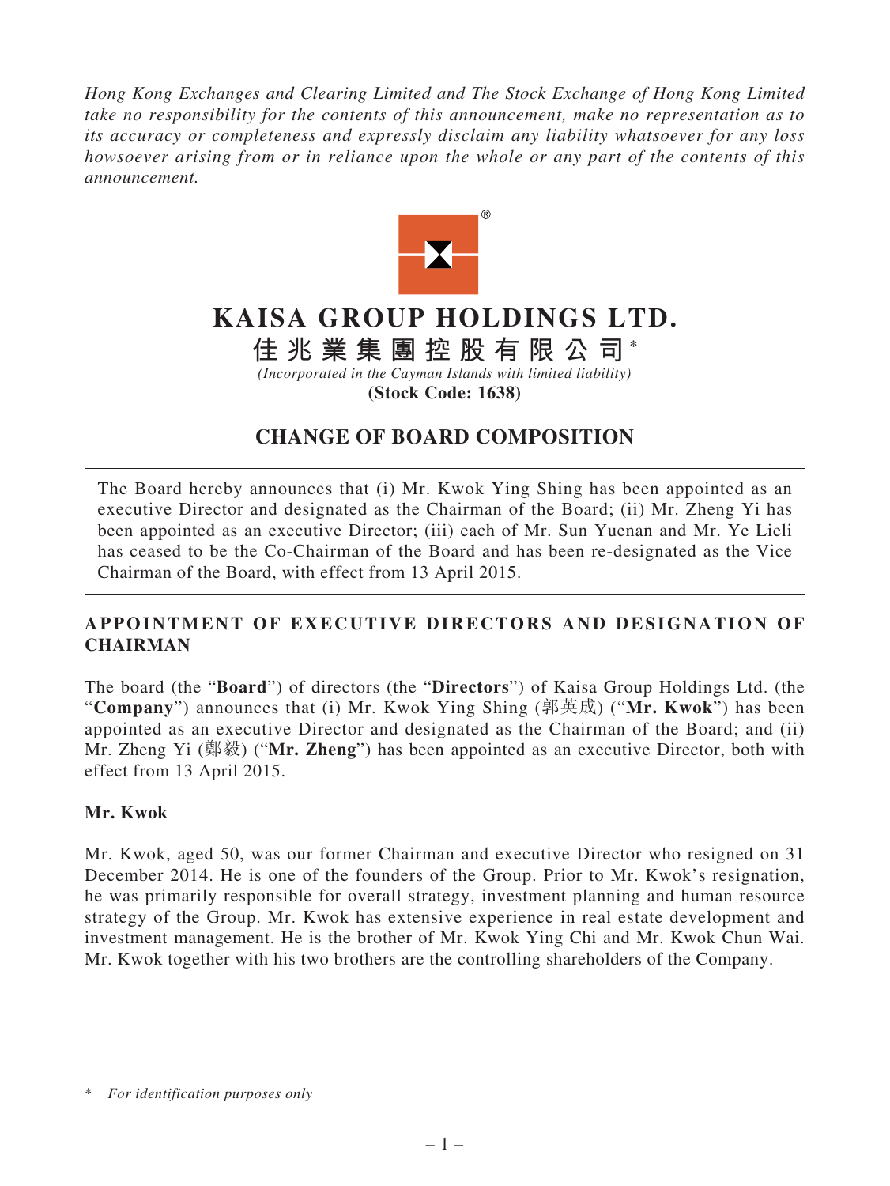*Hong Kong Exchanges and Clearing Limited and The Stock Exchange of Hong Kong Limited take no responsibility for the contents of this announcement, make no representation as to its accuracy or completeness and expressly disclaim any liability whatsoever for any loss howsoever arising from or in reliance upon the whole or any part of the contents of this announcement.*

# KAISA GROUP HOLDINGS LTD.

**佳兆業集團控股有限公司*** 

*(Incorporated in the Cayman Islands with limited liability)*

**(Stock Code: 1638)**

## CHANGE OF BOARD COMPOSITION

The Board hereby announces that (i) Mr. Kwok Ying Shing has been appointed as an executive Director and designated as the Chairman of the Board; (ii) Mr. Zheng Yi has been appointed as an executive Director; (iii) each of Mr. Sun Yuenan and Mr. Ye Lieli has ceased to be the Co-Chairman of the Board and has been re-designated as the Vice Chairman of the Board, with effect from 13 April 2015.

## APPOINTMENT OF EXECUTIVE DIRECTORS AND DESIGNATION OF CHAIRMAN

The board (the "**Board**") of directors (the "**Directors**") of Kaisa Group Holdings Ltd. (the "**Company**") announces that (i) Mr. Kwok Ying Shing (郭英成) ("**Mr. Kwok**") has been appointed as an executive Director and designated as the Chairman of the Board; and (ii) Mr. Zheng Yi (鄭毅) ("**Mr. Zheng**") has been appointed as an executive Director, both with effect from 13 April 2015.

### Mr. Kwok

Mr. Kwok, aged 50, was our former Chairman and executive Director who resigned on 31 December 2014. He is one of the founders of the Group. Prior to Mr. Kwok's resignation, he was primarily responsible for overall strategy, investment planning and human resource strategy of the Group. Mr. Kwok has extensive experience in real estate development and investment management. He is the brother of Mr. Kwok Ying Chi and Mr. Kwok Chun Wai. Mr. Kwok together with his two brothers are the controlling shareholders of the Company.

\* *For identification purposes only*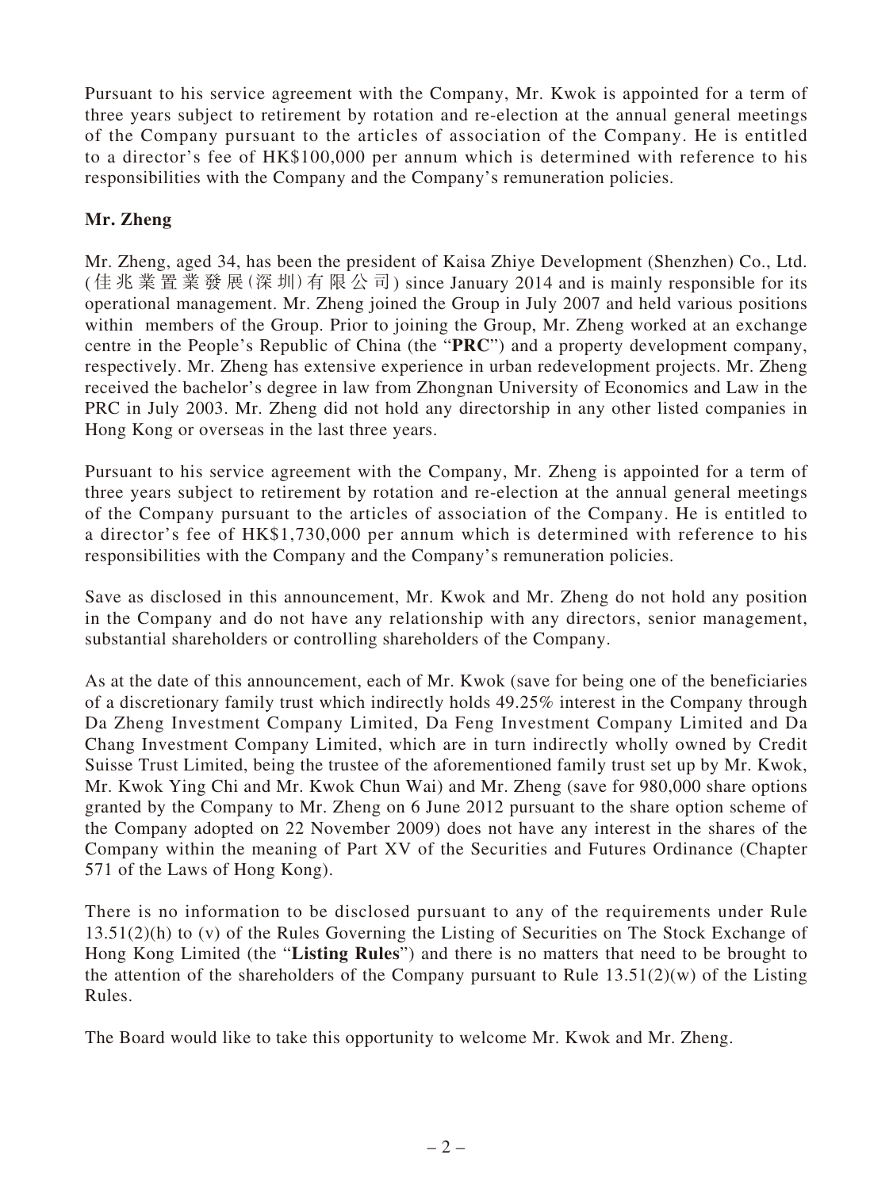Pursuant to his service agreement with the Company, Mr. Kwok is appointed for a term of three years subject to retirement by rotation and re-election at the annual general meetings of the Company pursuant to the articles of association of the Company. He is entitled to a director's fee of HK$100,000 per annum which is determined with reference to his responsibilities with the Company and the Company's remuneration policies.

**Mr. Zheng**

Mr. Zheng, aged 34, has been the president of Kaisa Zhiye Development (Shenzhen) Co., Ltd. (佳兆業置業發展(深圳)有限公司) since January 2014 and is mainly responsible for its operational management. Mr. Zheng joined the Group in July 2007 and held various positions within members of the Group. Prior to joining the Group, Mr. Zheng worked at an exchange centre in the People's Republic of China (the "**PRC**") and a property development company, respectively. Mr. Zheng has extensive experience in urban redevelopment projects. Mr. Zheng received the bachelor's degree in law from Zhongnan University of Economics and Law in the PRC in July 2003. Mr. Zheng did not hold any directorship in any other listed companies in Hong Kong or overseas in the last three years.

Pursuant to his service agreement with the Company, Mr. Zheng is appointed for a term of three years subject to retirement by rotation and re-election at the annual general meetings of the Company pursuant to the articles of association of the Company. He is entitled to a director's fee of HK$1,730,000 per annum which is determined with reference to his responsibilities with the Company and the Company's remuneration policies.

Save as disclosed in this announcement, Mr. Kwok and Mr. Zheng do not hold any position in the Company and do not have any relationship with any directors, senior management, substantial shareholders or controlling shareholders of the Company.

As at the date of this announcement, each of Mr. Kwok (save for being one of the beneficiaries of a discretionary family trust which indirectly holds 49.25% interest in the Company through Da Zheng Investment Company Limited, Da Feng Investment Company Limited and Da Chang Investment Company Limited, which are in turn indirectly wholly owned by Credit Suisse Trust Limited, being the trustee of the aforementioned family trust set up by Mr. Kwok, Mr. Kwok Ying Chi and Mr. Kwok Chun Wai) and Mr. Zheng (save for 980,000 share options granted by the Company to Mr. Zheng on 6 June 2012 pursuant to the share option scheme of the Company adopted on 22 November 2009) does not have any interest in the shares of the Company within the meaning of Part XV of the Securities and Futures Ordinance (Chapter 571 of the Laws of Hong Kong).

There is no information to be disclosed pursuant to any of the requirements under Rule 13.51(2)(h) to (v) of the Rules Governing the Listing of Securities on The Stock Exchange of Hong Kong Limited (the "**Listing Rules**") and there is no matters that need to be brought to the attention of the shareholders of the Company pursuant to Rule 13.51(2)(w) of the Listing Rules.

The Board would like to take this opportunity to welcome Mr. Kwok and Mr. Zheng.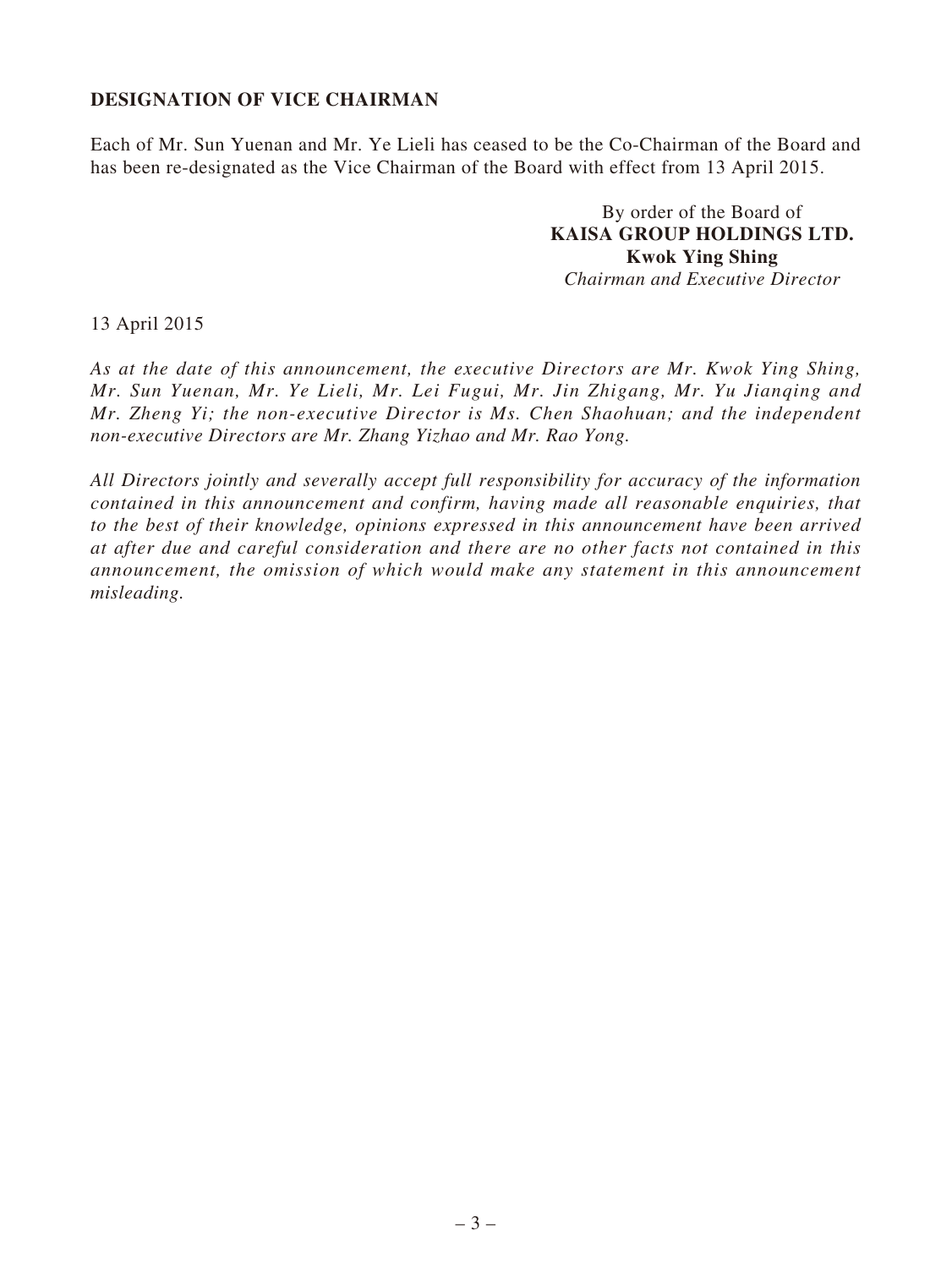**DESIGNATION OF VICE CHAIRMAN**

Each of Mr. Sun Yuenan and Mr. Ye Lieli has ceased to be the Co-Chairman of the Board and has been re-designated as the Vice Chairman of the Board with effect from 13 April 2015.

By order of the Board of
**KAISA GROUP HOLDINGS LTD.**
**Kwok Ying Shing**
*Chairman and Executive Director*

13 April 2015

*As at the date of this announcement, the executive Directors are Mr. Kwok Ying Shing, Mr. Sun Yuenan, Mr. Ye Lieli, Mr. Lei Fugui, Mr. Jin Zhigang, Mr. Yu Jianqing and Mr. Zheng Yi; the non-executive Director is Ms. Chen Shaohuan; and the independent non-executive Directors are Mr. Zhang Yizhao and Mr. Rao Yong.*

*All Directors jointly and severally accept full responsibility for accuracy of the information contained in this announcement and confirm, having made all reasonable enquiries, that to the best of their knowledge, opinions expressed in this announcement have been arrived at after due and careful consideration and there are no other facts not contained in this announcement, the omission of which would make any statement in this announcement misleading.*